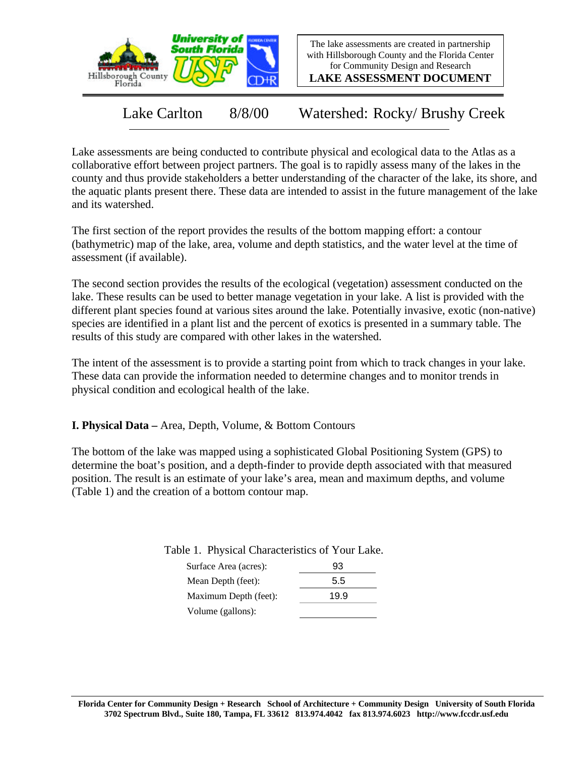The lake assessments are created in partnership with Hillsborough County and the Florida Center for Community Design and Research

**LAKE ASSESSMENT DOCUMENT**

# Lake Carlton 8/8/00 Watershed: Rocky/ Brushy Creek

Lake assessments are being conducted to contribute physical and ecological data to the Atlas as a collaborative effort between project partners. The goal is to rapidly assess many of the lakes in the county and thus provide stakeholders a better understanding of the character of the lake, its shore, and the aquatic plants present there. These data are intended to assist in the future management of the lake and its watershed.

The first section of the report provides the results of the bottom mapping effort: a contour (bathymetric) map of the lake, area, volume and depth statistics, and the water level at the time of assessment (if available).

The second section provides the results of the ecological (vegetation) assessment conducted on the lake. These results can be used to better manage vegetation in your lake. A list is provided with the different plant species found at various sites around the lake. Potentially invasive, exotic (non-native) species are identified in a plant list and the percent of exotics is presented in a summary table. The results of this study are compared with other lakes in the watershed.

The intent of the assessment is to provide a starting point from which to track changes in your lake. These data can provide the information needed to determine changes and to monitor trends in physical condition and ecological health of the lake.

## I. Physical Data – Area, Depth, Volume, & Bottom Contours

The bottom of the lake was mapped using a sophisticated Global Positioning System (GPS) to determine the boat's position, and a depth-finder to provide depth associated with that measured position. The result is an estimate of your lake's area, mean and maximum depths, and volume (Table 1) and the creation of a bottom contour map.

Table 1. Physical Characteristics of Your Lake.

| | |
|---|---|
| Surface Area (acres): | 93 |
| Mean Depth (feet): | 5.5 |
| Maximum Depth (feet): | 19.9 |
| Volume (gallons): | |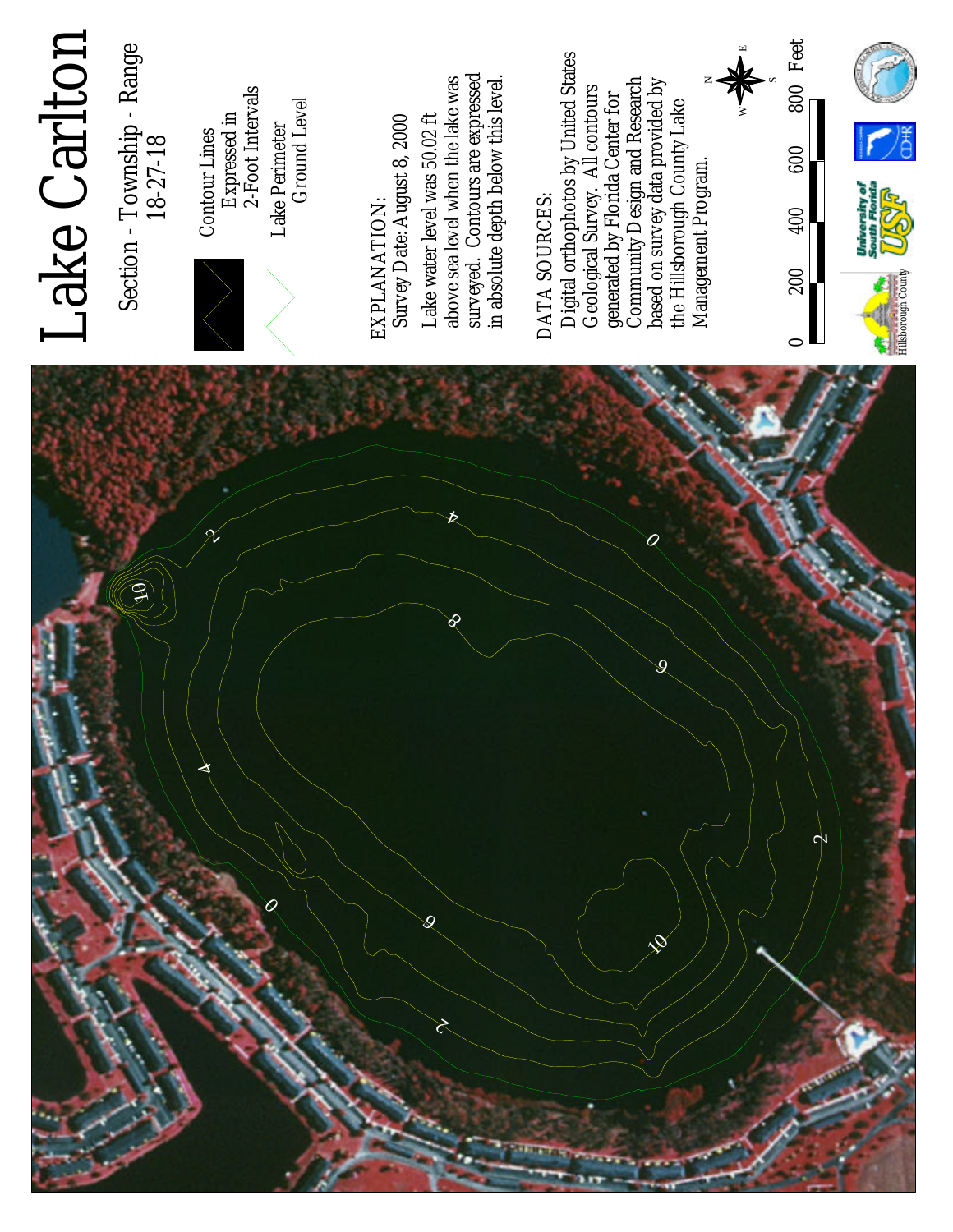# Lake Carlton

Section - Township - Range
18-27-18

Contour Lines
Expressed in
2-Foot Intervals

Lake Perimeter
Ground Level

EXPLANATION:
Survey Date: August 8, 2000

Lake water level was 50.02 ft above sea level when the lake was surveyed. Contours are expressed in absolute depth below this level.

DATA SOURCES:
Digital orthophotos by United States Geological Survey. All contours generated by Florida Center for Community Design and Research based on survey data provided by the Hillsborough County Lake Management Program.

0 200 400 600 800 Feet

Hillsborough County

University of South Florida USF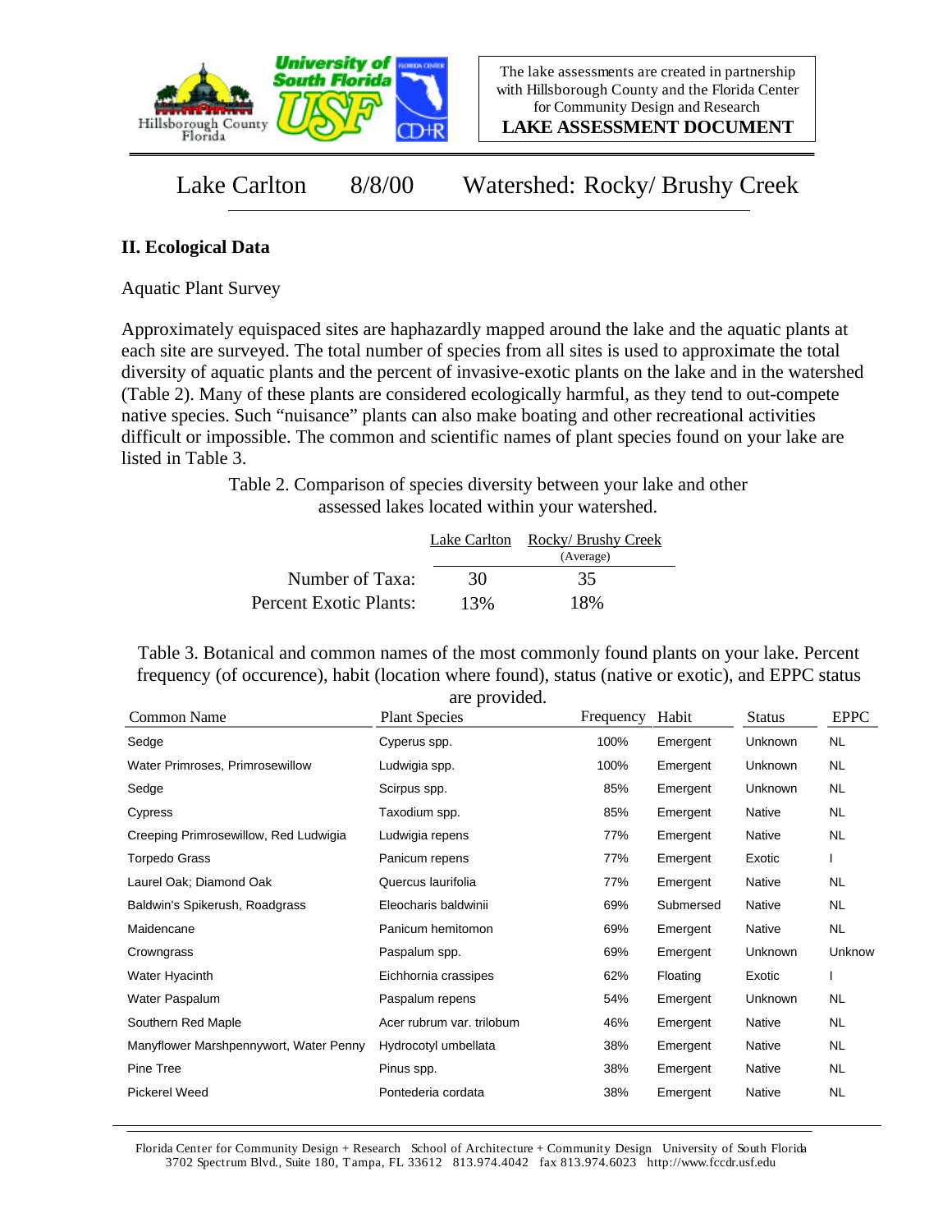The lake assessments are created in partnership with Hillsborough County and the Florida Center for Community Design and Research

**LAKE ASSESSMENT DOCUMENT**

Lake Carlton 8/8/00 Watershed: Rocky/ Brushy Creek

## II. Ecological Data

Aquatic Plant Survey

Approximately equispaced sites are haphazardly mapped around the lake and the aquatic plants at each site are surveyed. The total number of species from all sites is used to approximate the total diversity of aquatic plants and the percent of invasive-exotic plants on the lake and in the watershed (Table 2). Many of these plants are considered ecologically harmful, as they tend to out-compete native species. Such "nuisance" plants can also make boating and other recreational activities difficult or impossible. The common and scientific names of plant species found on your lake are listed in Table 3.

Table 2. Comparison of species diversity between your lake and other assessed lakes located within your watershed.

| | Lake Carlton | Rocky/ Brushy Creek (Average) |
|---|---|---|
| Number of Taxa: | 30 | 35 |
| Percent Exotic Plants: | 13% | 18% |

Table 3. Botanical and common names of the most commonly found plants on your lake. Percent frequency (of occurence), habit (location where found), status (native or exotic), and EPPC status are provided.

| Common Name | Plant Species | Frequency | Habit | Status | EPPC |
|---|---|---|---|---|---|
| Sedge | Cyperus spp. | 100% | Emergent | Unknown | NL |
| Water Primroses, Primrosewillow | Ludwigia spp. | 100% | Emergent | Unknown | NL |
| Sedge | Scirpus spp. | 85% | Emergent | Unknown | NL |
| Cypress | Taxodium spp. | 85% | Emergent | Native | NL |
| Creeping Primrosewillow, Red Ludwigia | Ludwigia repens | 77% | Emergent | Native | NL |
| Torpedo Grass | Panicum repens | 77% | Emergent | Exotic | I |
| Laurel Oak; Diamond Oak | Quercus laurifolia | 77% | Emergent | Native | NL |
| Baldwin's Spikerush, Roadgrass | Eleocharis baldwinii | 69% | Submersed | Native | NL |
| Maidencane | Panicum hemitomon | 69% | Emergent | Native | NL |
| Crowngrass | Paspalum spp. | 69% | Emergent | Unknown | Unknow |
| Water Hyacinth | Eichhornia crassipes | 62% | Floating | Exotic | I |
| Water Paspalum | Paspalum repens | 54% | Emergent | Unknown | NL |
| Southern Red Maple | Acer rubrum var. trilobum | 46% | Emergent | Native | NL |
| Manyflower Marshpennywort, Water Penny | Hydrocotyl umbellata | 38% | Emergent | Native | NL |
| Pine Tree | Pinus spp. | 38% | Emergent | Native | NL |
| Pickerel Weed | Pontederia cordata | 38% | Emergent | Native | NL |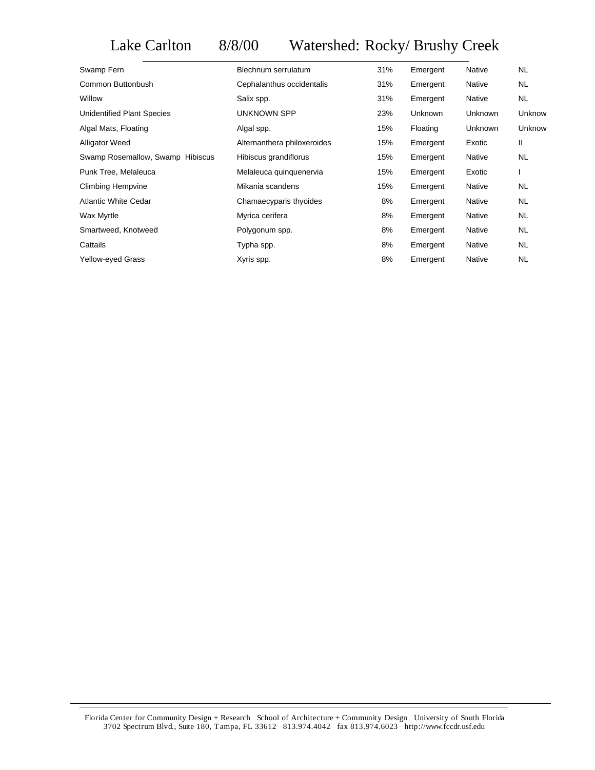# Lake Carlton 8/8/00 Watershed: Rocky/ Brushy Creek

| Common Name | Scientific Name | Frequency | Type | Origin | Status |
|---|---|---|---|---|---|
| Swamp Fern | Blechnum serrulatum | 31% | Emergent | Native | NL |
| Common Buttonbush | Cephalanthus occidentalis | 31% | Emergent | Native | NL |
| Willow | Salix spp. | 31% | Emergent | Native | NL |
| Unidentified Plant Species | UNKNOWN SPP | 23% | Unknown | Unknown | Unknow |
| Algal Mats, Floating | Algal spp. | 15% | Floating | Unknown | Unknow |
| Alligator Weed | Alternanthera philoxeroides | 15% | Emergent | Exotic | II |
| Swamp Rosemallow, Swamp Hibiscus | Hibiscus grandiflorus | 15% | Emergent | Native | NL |
| Punk Tree, Melaleuca | Melaleuca quinquenervia | 15% | Emergent | Exotic | I |
| Climbing Hempvine | Mikania scandens | 15% | Emergent | Native | NL |
| Atlantic White Cedar | Chamaecyparis thyoides | 8% | Emergent | Native | NL |
| Wax Myrtle | Myrica cerifera | 8% | Emergent | Native | NL |
| Smartweed, Knotweed | Polygonum spp. | 8% | Emergent | Native | NL |
| Cattails | Typha spp. | 8% | Emergent | Native | NL |
| Yellow-eyed Grass | Xyris spp. | 8% | Emergent | Native | NL |

Florida Center for Community Design + Research School of Architecture + Community Design University of South Florida
3702 Spectrum Blvd., Suite 180, Tampa, FL 33612 813.974.4042 fax 813.974.6023 http://www.fccdr.usf.edu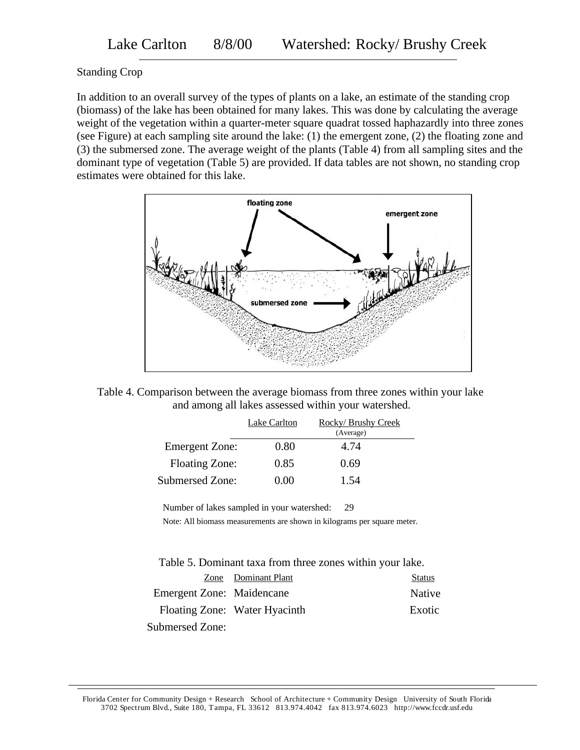# Lake Carlton 8/8/00 Watershed: Rocky/ Brushy Creek

Standing Crop

In addition to an overall survey of the types of plants on a lake, an estimate of the standing crop (biomass) of the lake has been obtained for many lakes. This was done by calculating the average weight of the vegetation within a quarter-meter square quadrat tossed haphazardly into three zones (see Figure) at each sampling site around the lake: (1) the emergent zone, (2) the floating zone and (3) the submersed zone. The average weight of the plants (Table 4) from all sampling sites and the dominant type of vegetation (Table 5) are provided. If data tables are not shown, no standing crop estimates were obtained for this lake.

floating zone

emergent zone

submersed zone

Table 4. Comparison between the average biomass from three zones within your lake and among all lakes assessed within your watershed.

| | Lake Carlton | Rocky/ Brushy Creek (Average) |
|---|---|---|
| Emergent Zone: | 0.80 | 4.74 |
| Floating Zone: | 0.85 | 0.69 |
| Submersed Zone: | 0.00 | 1.54 |

Number of lakes sampled in your watershed: 29

Note: All biomass measurements are shown in kilograms per square meter.

Table 5. Dominant taxa from three zones within your lake.

| Zone | Dominant Plant | Status |
|---|---|---|
| Emergent Zone: | Maidencane | Native |
| Floating Zone: | Water Hyacinth | Exotic |
| Submersed Zone: | | |